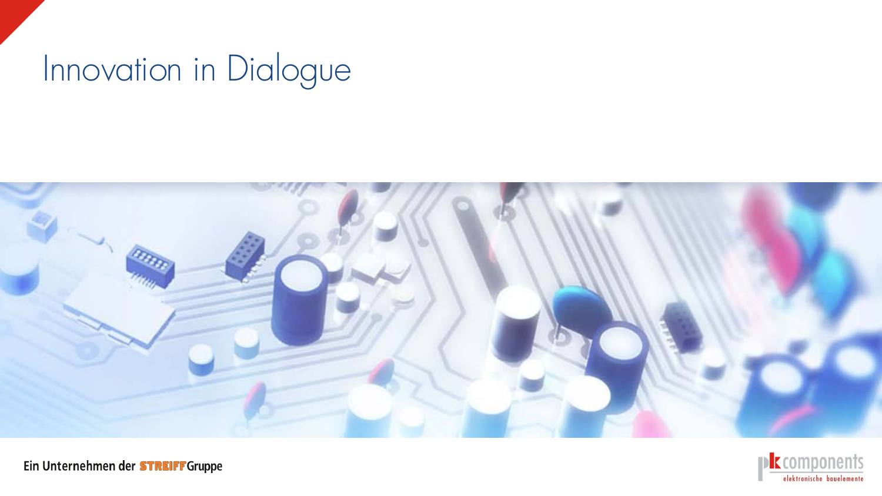# Innovation in Dialogue

Ein Unternehmen der STREIFF Gruppe

pk components
elektronische bauelemente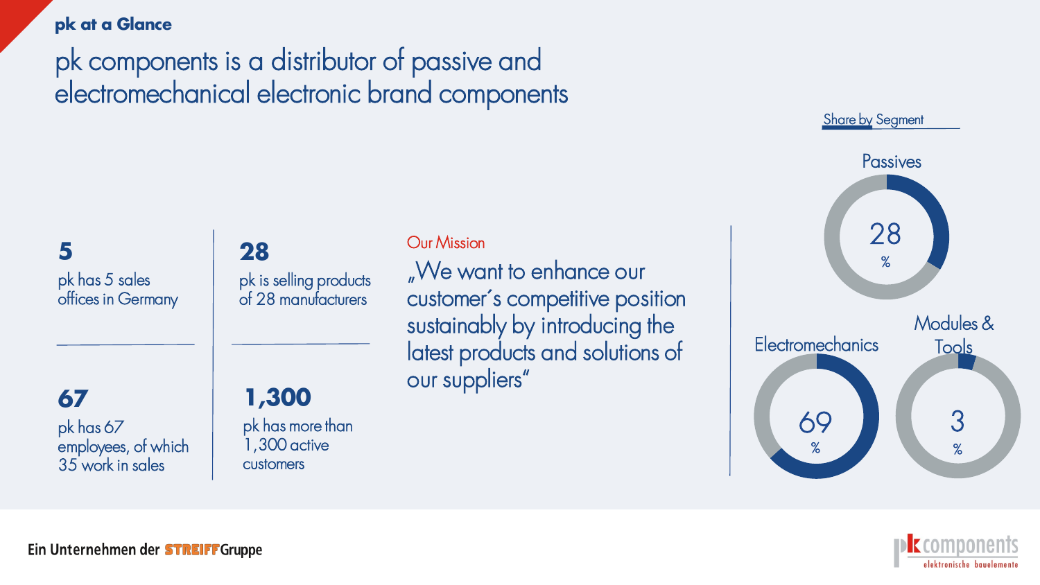**pk at a Glance**

# pk components is a distributor of passive and electromechanical electronic brand components

**5**

pk has 5 sales offices in Germany

**28**

pk is selling products of 28 manufacturers

**67**

pk has 67 employees, of which 35 work in sales

**1,300**

pk has more than 1,300 active customers

Our Mission

„We want to enhance our customer´s competitive position sustainably by introducing the latest products and solutions of our suppliers"

Share by Segment

- Passives: 28 %
- Electromechanics: 69 %
- Modules & Tools: 3 %

Ein Unternehmen der STREIFF Gruppe

pk components elektronische bauelemente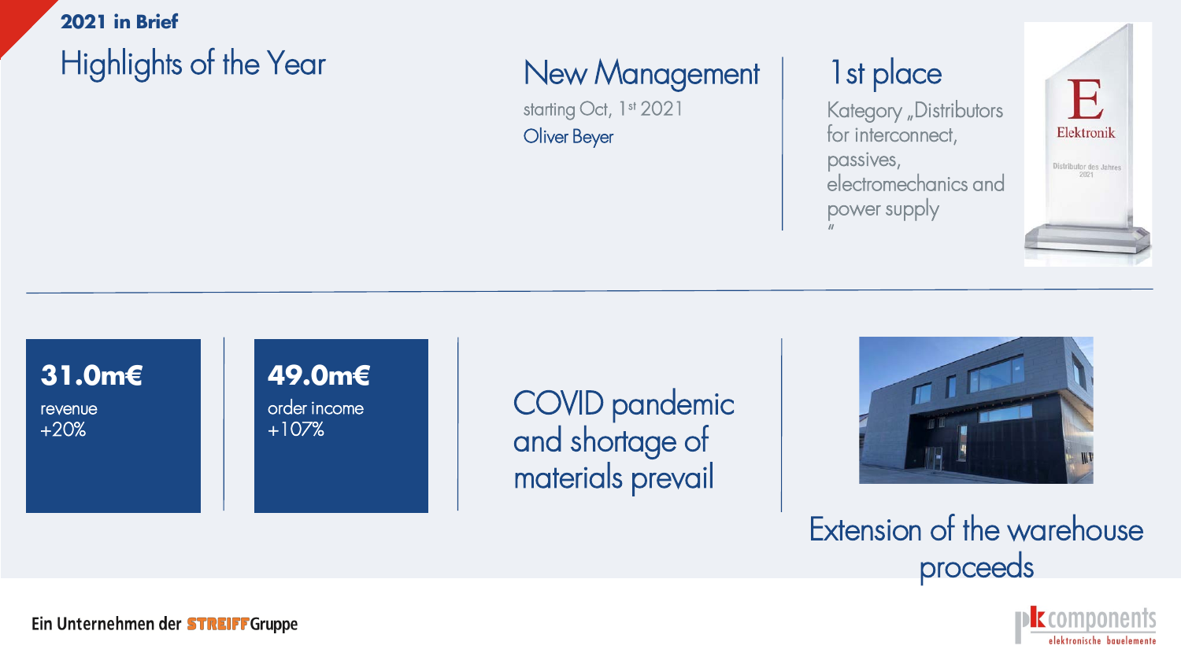**2021 in Brief**

# Highlights of the Year

## New Management

starting Oct, 1st 2021

Oliver Beyer

## 1st place

Kategory „Distributors for interconnect, passives, electromechanics and power supply"

E Elektronik

Distributor des Jahres 2021

**31.0m€**

revenue

+20%

**49.0m€**

order income

+107%

COVID pandemic and shortage of materials prevail

Extension of the warehouse proceeds

Ein Unternehmen der STREIFF Gruppe

pk components elektronische bauelemente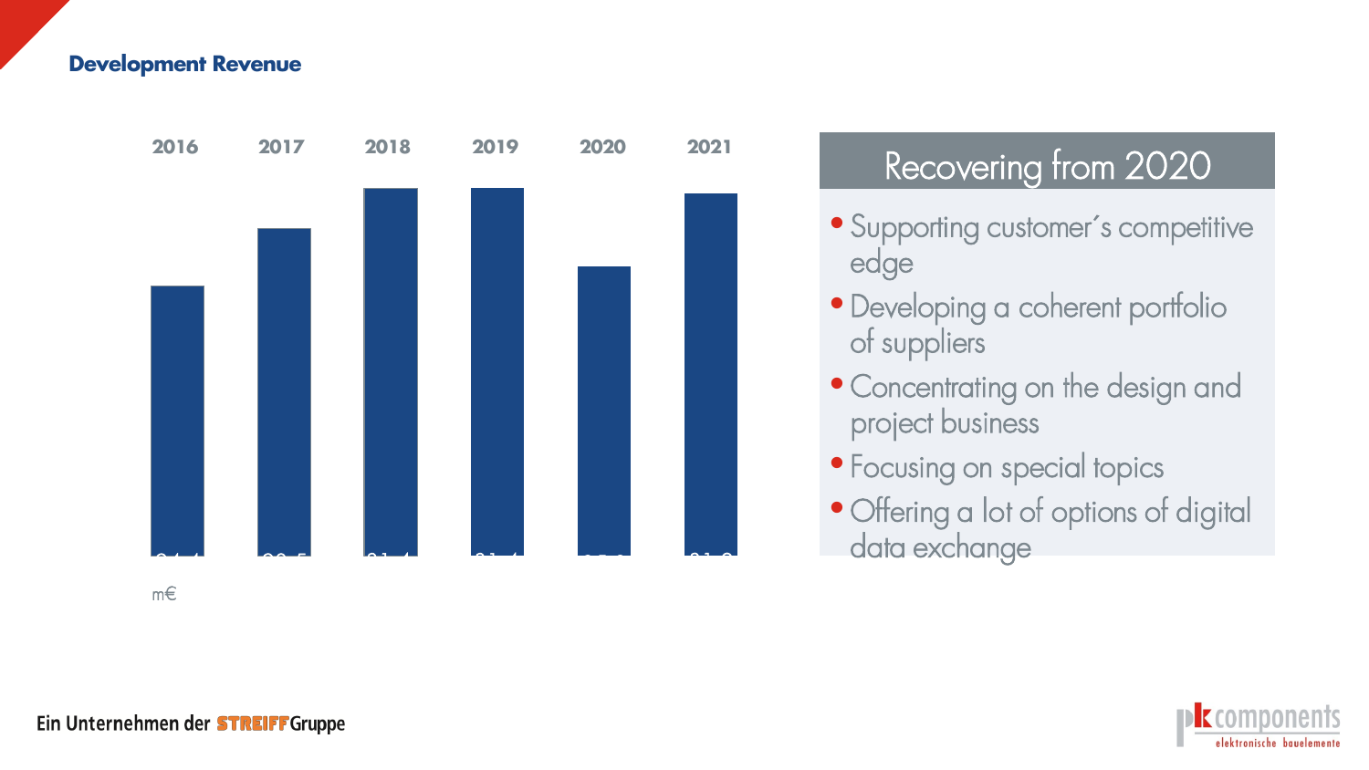## Development Revenue

| 2016 | 2017 | 2018 | 2019 | 2020 | 2021 |
|---|---|---|---|---|---|

m€

### Recovering from 2020

- Supporting customer´s competitive edge
- Developing a coherent portfolio of suppliers
- Concentrating on the design and project business
- Focusing on special topics
- Offering a lot of options of digital data exchange

Ein Unternehmen der STREIFF Gruppe

pk components elektronische bauelemente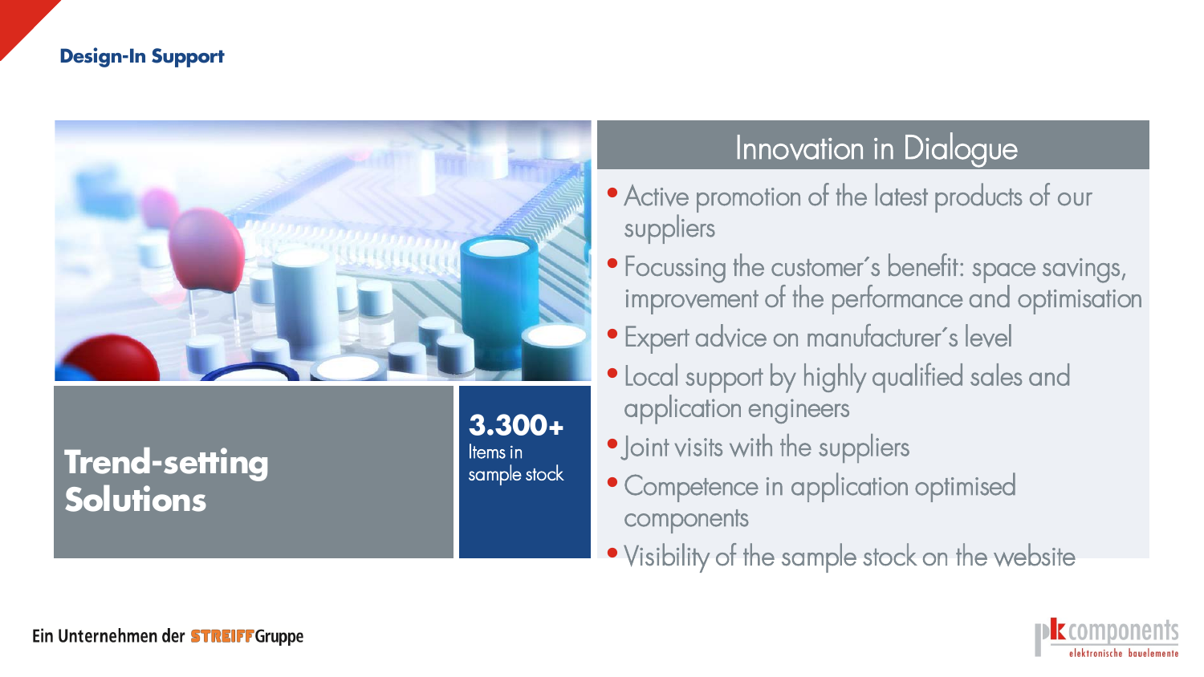## Design-In Support

**Trend-setting Solutions**

**3.300+**
Items in sample stock

### Innovation in Dialogue

- Active promotion of the latest products of our suppliers
- Focussing the customer´s benefit: space savings, improvement of the performance and optimisation
- Expert advice on manufacturer´s level
- Local support by highly qualified sales and application engineers
- Joint visits with the suppliers
- Competence in application optimised components
- Visibility of the sample stock on the website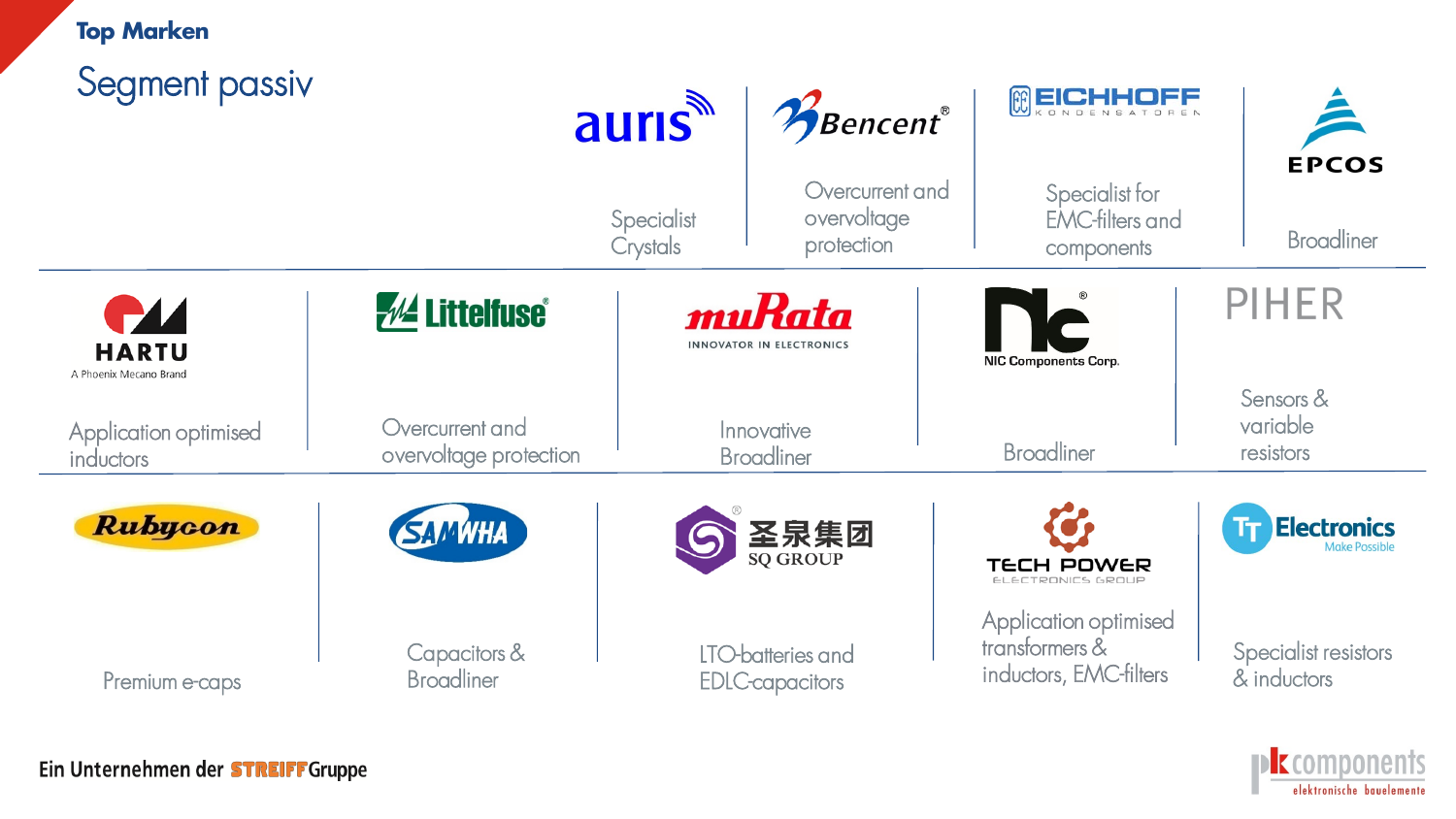**Top Marken**

# Segment passiv

| Brand | Description |
| --- | --- |
| auris | Specialist Crystals |
| Bencent® | Overcurrent and overvoltage protection |
| EICHHOFF KONDENSATOREN | Specialist for EMC-filters and components |
| EPCOS | Broadliner |
| HARTU – A Phoenix Mecano Brand | Application optimised inductors |
| Littelfuse® | Overcurrent and overvoltage protection |
| muRata – INNOVATOR IN ELECTRONICS | Innovative Broadliner |
| NIC Components Corp.® | Broadliner |
| PIHER | Sensors & variable resistors |
| Rubycon | Premium e-caps |
| SAMWHA | Capacitors & Broadliner |
| 圣泉集团 SQ GROUP® | LTO-batteries and EDLC-capacitors |
| TECH POWER ELECTRONICS GROUP | Application optimised transformers & inductors, EMC-filters |
| TT Electronics – Make Possible | Specialist resistors & inductors |

Ein Unternehmen der STREIFF Gruppe

pk components – elektronische bauelemente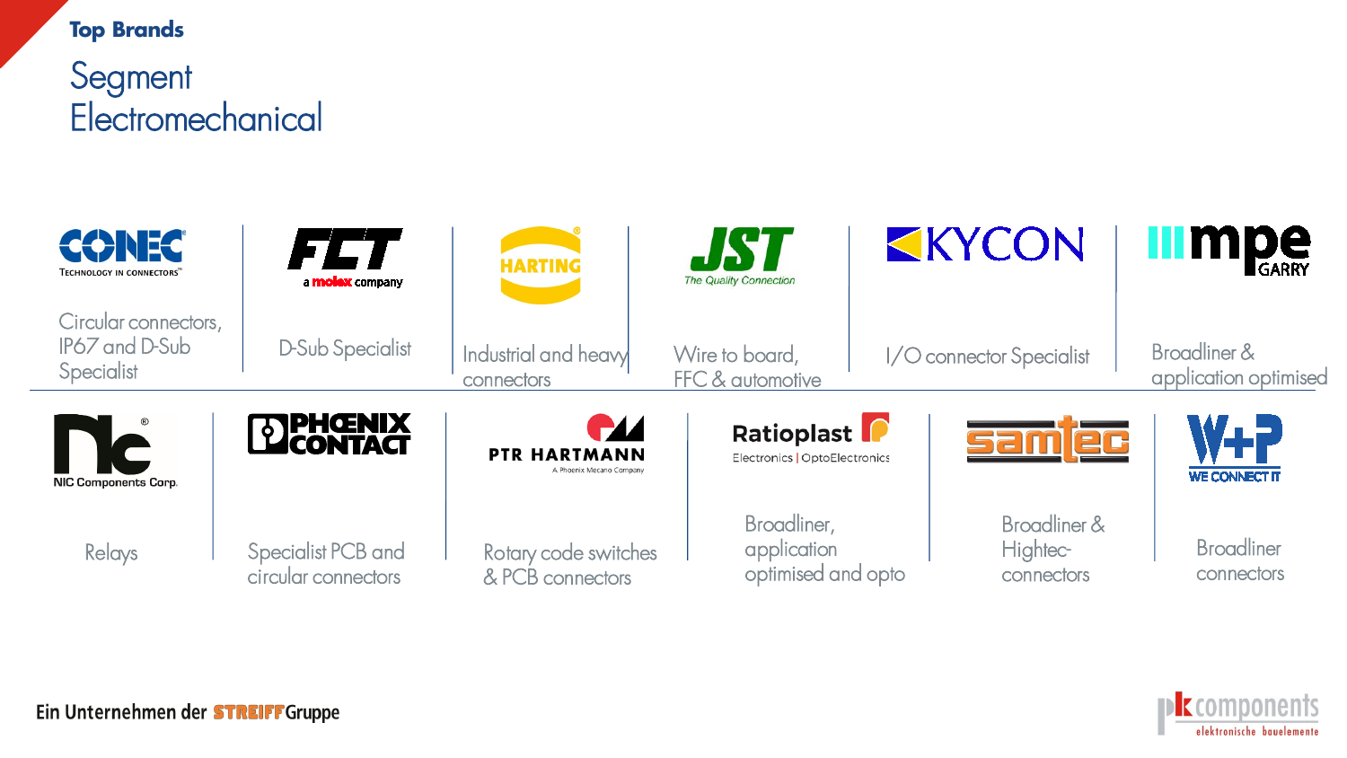**Top Brands**

# Segment Electromechanical

| Brand | Description |
| --- | --- |
| CONEC – Technology in connectors | Circular connectors, IP67 and D-Sub Specialist |
| FCT – a molex company | D-Sub Specialist |
| HARTING | Industrial and heavy connectors |
| JST – The Quality Connection | Wire to board, FFC & automotive |
| KYCON | I/O connector Specialist |
| mpe GARRY | Broadliner & application optimised |
| NIC Components Corp. | Relays |
| PHOENIX CONTACT | Specialist PCB and circular connectors |
| PTR HARTMANN – A Phoenix Mecano Company | Rotary code switches & PCB connectors |
| Ratioplast – Electronics \| OptoElectronics | Broadliner, application optimised and opto |
| samtec | Broadliner & Hightec-connectors |
| W+P – WE CONNECT IT | Broadliner connectors |

Ein Unternehmen der STREIFF Gruppe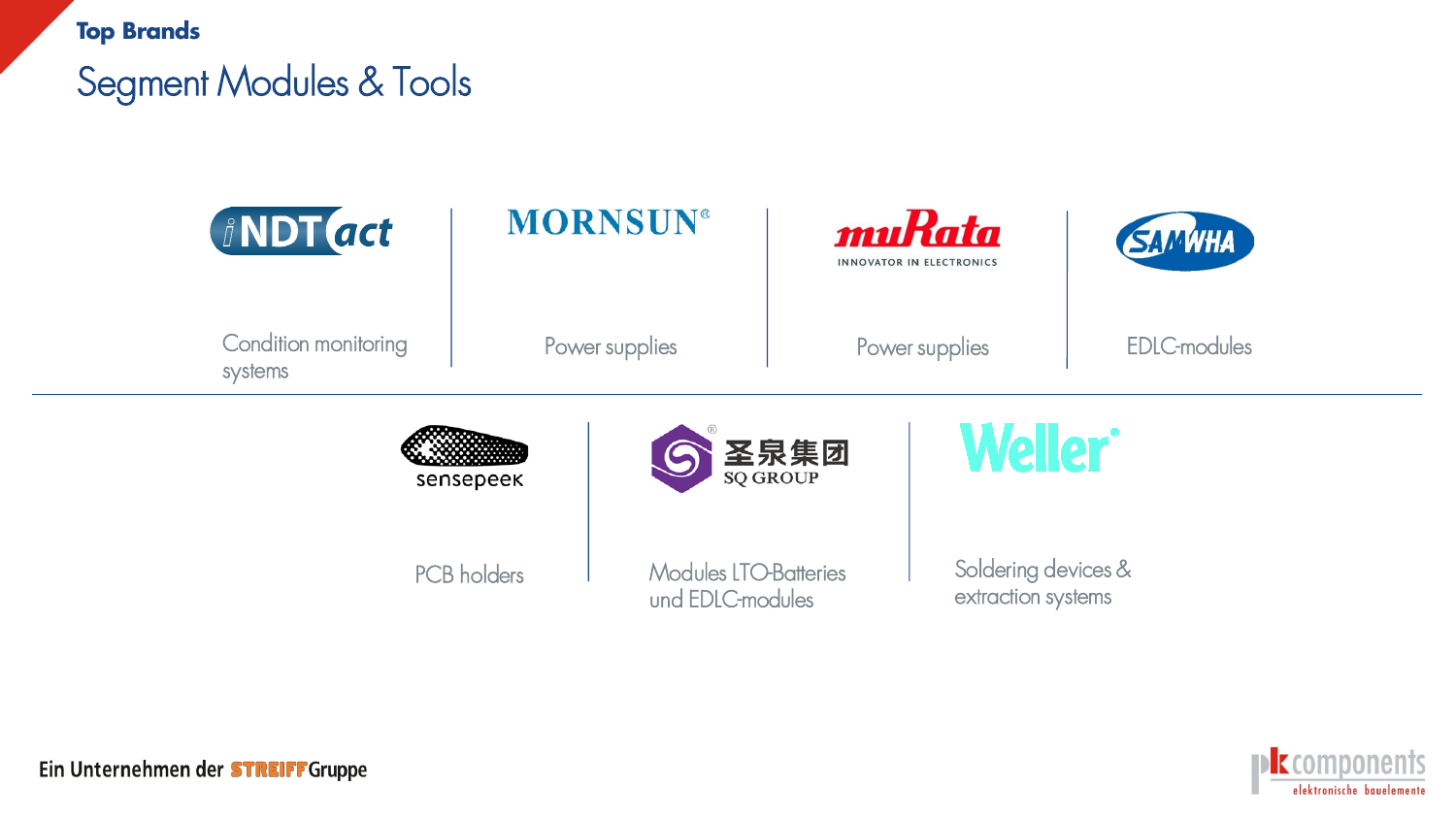**Top Brands**

# Segment Modules & Tools

iNDTact

Condition monitoring systems

MORNSUN®

Power supplies

muRata
INNOVATOR IN ELECTRONICS

Power supplies

SAMWHA

EDLC-modules

sensepeek

PCB holders

圣泉集团
SQ GROUP

Modules LTO-Batteries und EDLC-modules

Weller®

Soldering devices & extraction systems

Ein Unternehmen der STREIFF Gruppe

pk components
elektronische bauelemente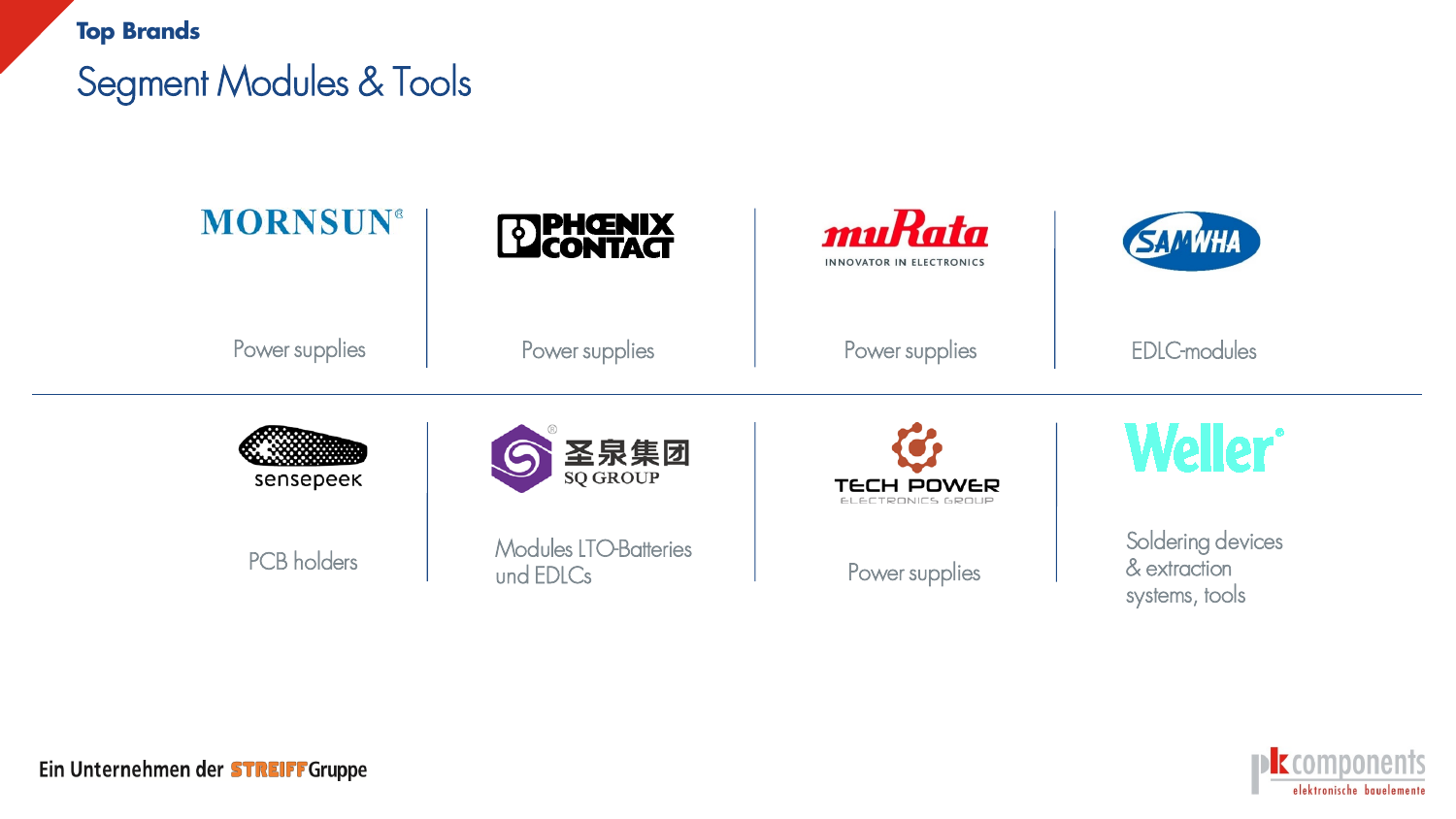**Top Brands**

# Segment Modules & Tools

| MORNSUN | PHOENIX CONTACT | muRata INNOVATOR IN ELECTRONICS | SAMWHA |
| --- | --- | --- | --- |
| Power supplies | Power supplies | Power supplies | EDLC-modules |
| **sensepeek** | **圣泉集团 SQ GROUP** | **TECH POWER ELECTRONICS GROUP** | **Weller** |
| PCB holders | Modules LTO-Batteries und EDLCs | Power supplies | Soldering devices & extraction systems, tools |

Ein Unternehmen der STREIFF Gruppe

pk components elektronische bauelemente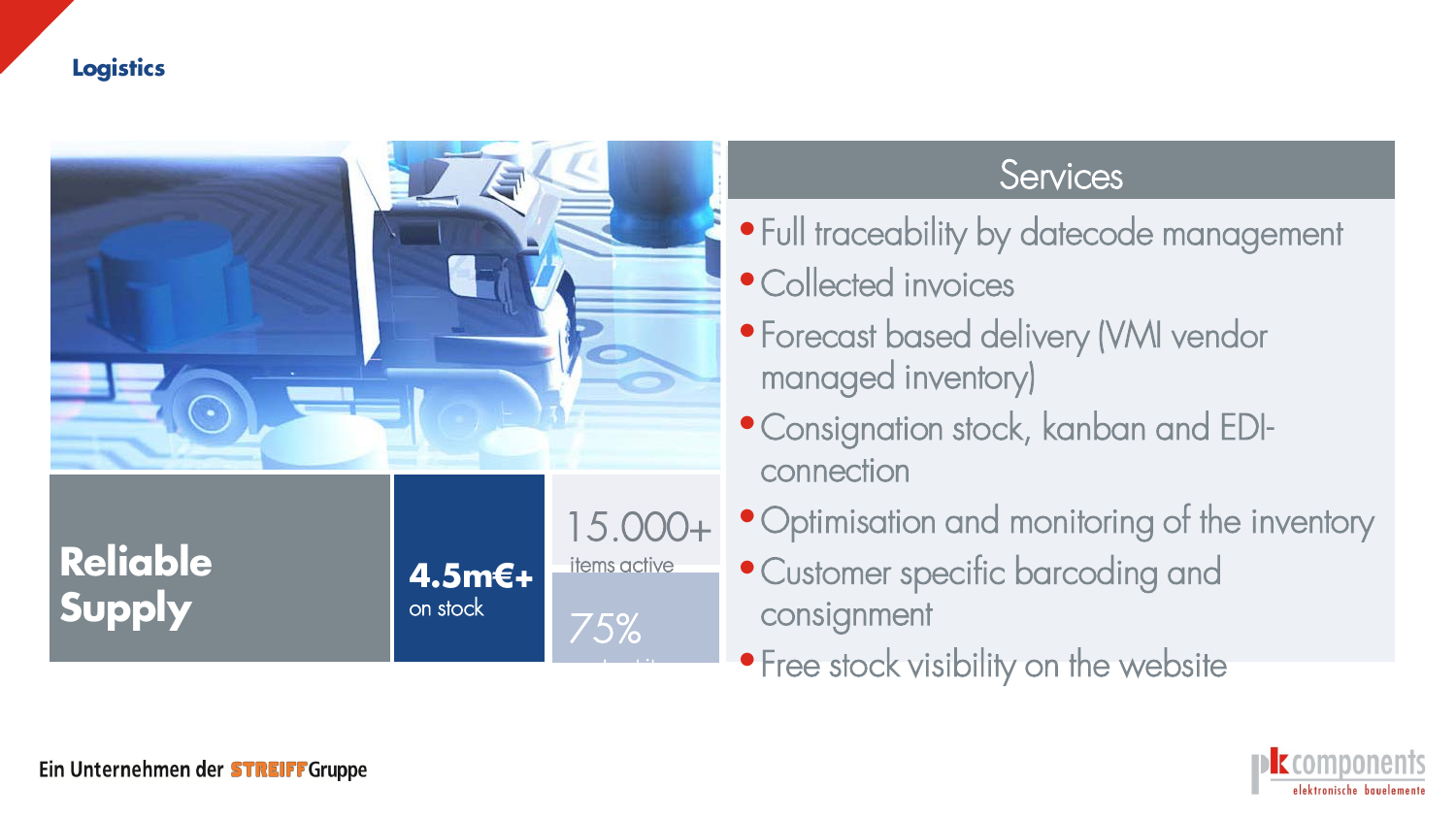# Logistics

**Reliable Supply**

**4.5m€+**
on stock

15.000+
items active

75%

## Services

- Full traceability by datecode management
- Collected invoices
- Forecast based delivery (VMI vendor managed inventory)
- Consignation stock, kanban and EDI-connection
- Optimisation and monitoring of the inventory
- Customer specific barcoding and consignment
- Free stock visibility on the website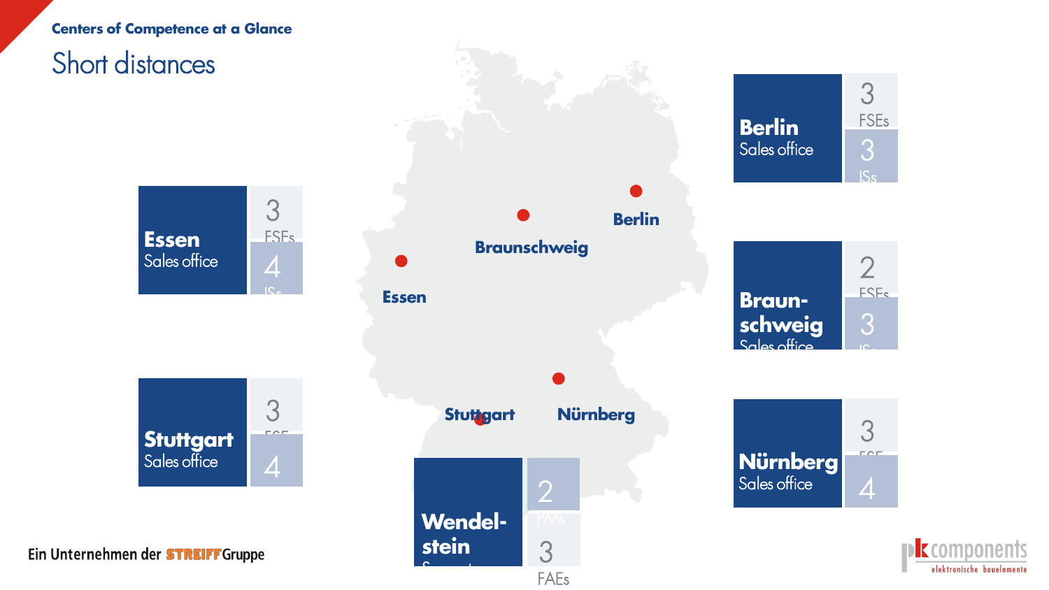Centers of Competence at a Glance

# Short distances

**Essen**
Sales office
3 FSEs
4 ISs

**Stuttgart**
Sales office
3 FSEs
4

**Berlin**
Sales office
3 FSEs
3 ISs

**Braunschweig**
Sales office
2 FSEs
3 ISs

**Nürnberg**
Sales office
3 FSEs
4

**Wendelstein**
2 PMs
3 FAEs

Berlin · Braunschweig · Essen · Stuttgart · Nürnberg

Ein Unternehmen der STREIFF Gruppe

pk components elektronische bauelemente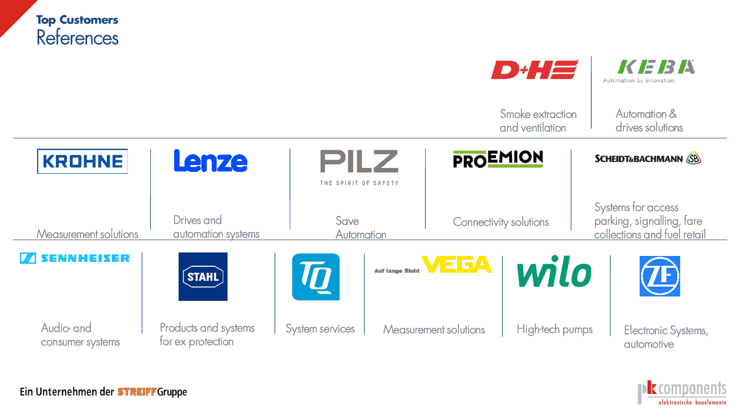**Top Customers**

# References

| Customer | Description |
| --- | --- |
| D+H | Smoke extraction and ventilation |
| KEBA – Automation by innovation. | Automation & drives solutions |
| KROHNE | Measurement solutions |
| Lenze | Drives and automation systems |
| PILZ – THE SPIRIT OF SAFETY | Save Automation |
| PROEMION | Connectivity solutions |
| SCHEIDT&BACHMANN | Systems for access parking, signalling, fare collections and fuel retail |
| SENNHEISER | Audio- and consumer systems |
| STAHL | Products and systems for ex protection |
| TQ | System services |
| VEGA – Auf lange Sicht | Measurement solutions |
| wilo | High-tech pumps |
| ZF | Electronic Systems, automotive |

Ein Unternehmen der STREIFF Gruppe

pk components elektronische bauelemente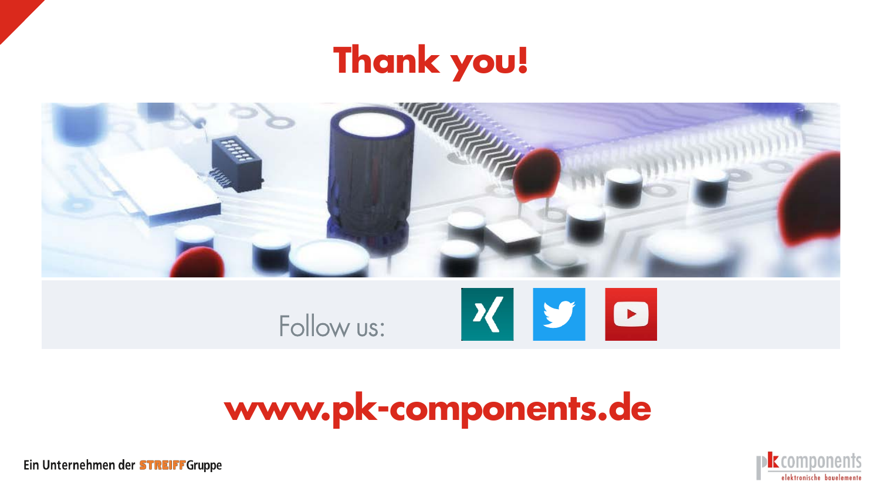# Thank you!

Follow us:

**www.pk-components.de**

Ein Unternehmen der STREIFF Gruppe

pk components elektronische bauelemente